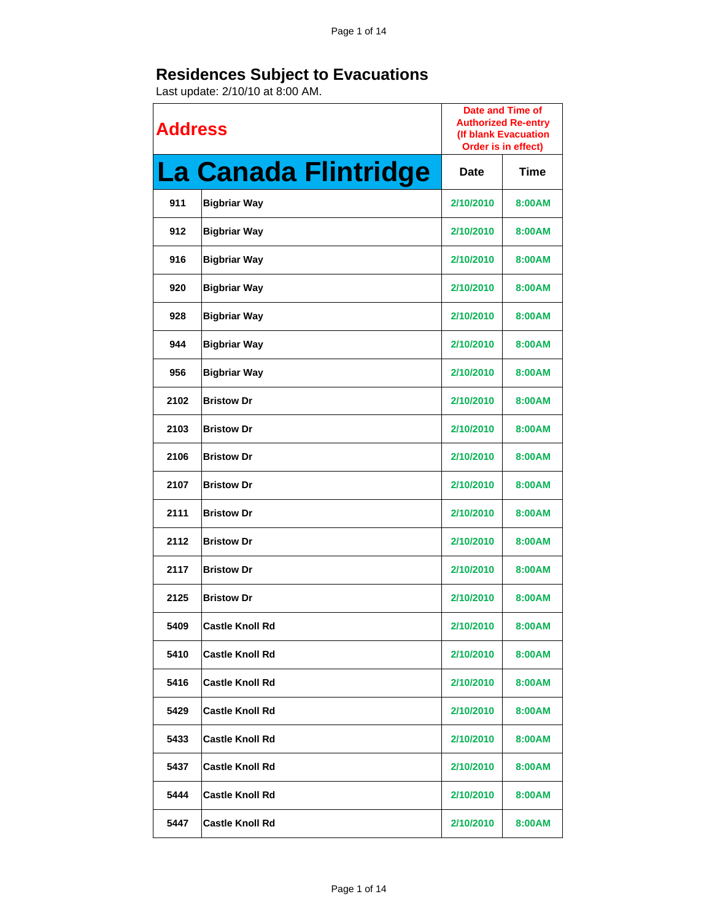# Residences Subject to Evacuations

Last update: 2/10/10 at 8:00 AM.

| Address | | Date and Time of Authorized Re-entry (If blank Evacuation Order is in effect) | |
|---|---|---|---|
| **La Canada Flintridge** | | **Date** | **Time** |
| 911 | Bigbriar Way | 2/10/2010 | 8:00AM |
| 912 | Bigbriar Way | 2/10/2010 | 8:00AM |
| 916 | Bigbriar Way | 2/10/2010 | 8:00AM |
| 920 | Bigbriar Way | 2/10/2010 | 8:00AM |
| 928 | Bigbriar Way | 2/10/2010 | 8:00AM |
| 944 | Bigbriar Way | 2/10/2010 | 8:00AM |
| 956 | Bigbriar Way | 2/10/2010 | 8:00AM |
| 2102 | Bristow Dr | 2/10/2010 | 8:00AM |
| 2103 | Bristow Dr | 2/10/2010 | 8:00AM |
| 2106 | Bristow Dr | 2/10/2010 | 8:00AM |
| 2107 | Bristow Dr | 2/10/2010 | 8:00AM |
| 2111 | Bristow Dr | 2/10/2010 | 8:00AM |
| 2112 | Bristow Dr | 2/10/2010 | 8:00AM |
| 2117 | Bristow Dr | 2/10/2010 | 8:00AM |
| 2125 | Bristow Dr | 2/10/2010 | 8:00AM |
| 5409 | Castle Knoll Rd | 2/10/2010 | 8:00AM |
| 5410 | Castle Knoll Rd | 2/10/2010 | 8:00AM |
| 5416 | Castle Knoll Rd | 2/10/2010 | 8:00AM |
| 5429 | Castle Knoll Rd | 2/10/2010 | 8:00AM |
| 5433 | Castle Knoll Rd | 2/10/2010 | 8:00AM |
| 5437 | Castle Knoll Rd | 2/10/2010 | 8:00AM |
| 5444 | Castle Knoll Rd | 2/10/2010 | 8:00AM |
| 5447 | Castle Knoll Rd | 2/10/2010 | 8:00AM |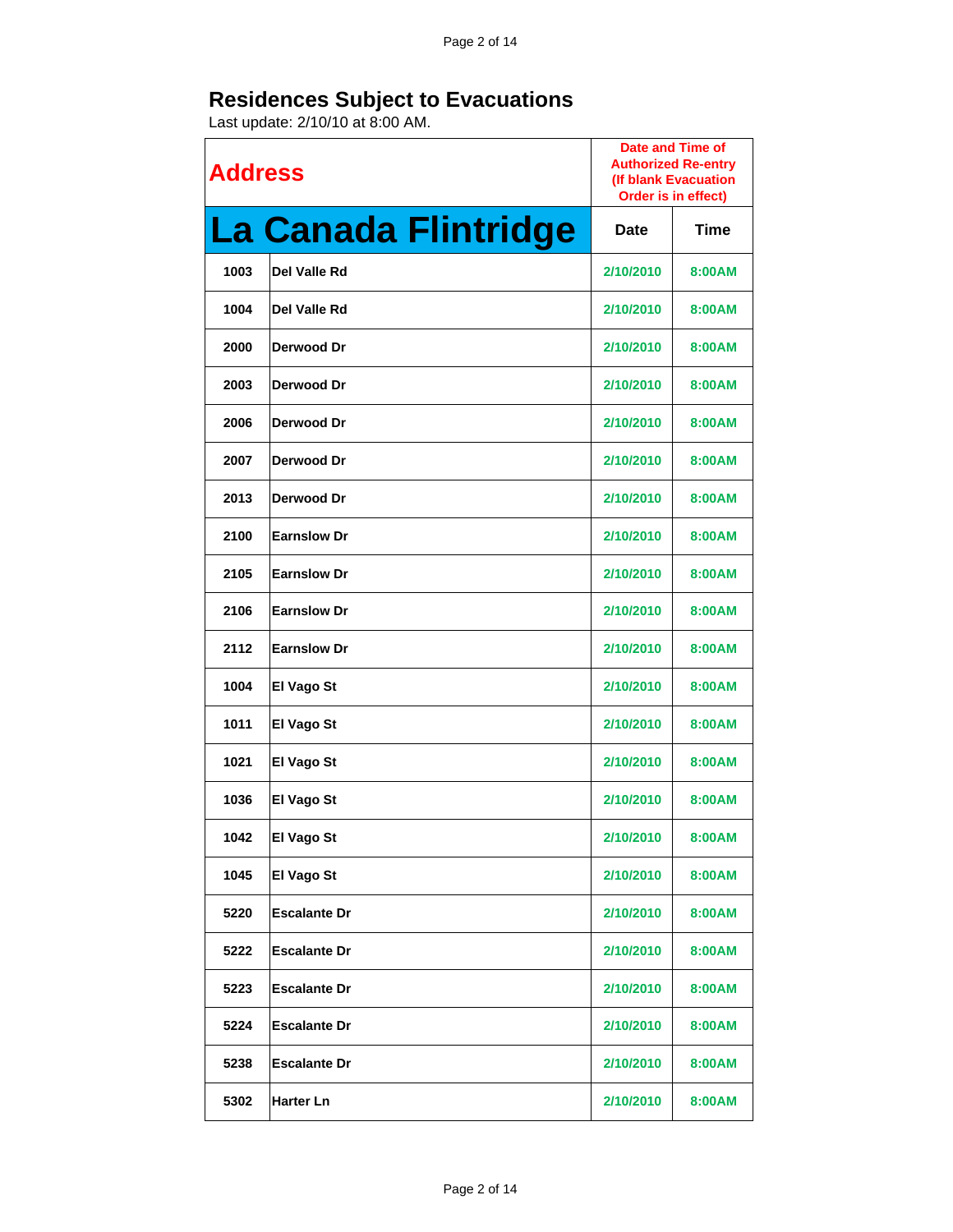# Residences Subject to Evacuations

Last update: 2/10/10 at 8:00 AM.

| Address | | Date and Time of Authorized Re-entry (If blank Evacuation Order is in effect) | |
|---|---|---|---|
| **La Canada Flintridge** | | **Date** | **Time** |
| 1003 | Del Valle Rd | 2/10/2010 | 8:00AM |
| 1004 | Del Valle Rd | 2/10/2010 | 8:00AM |
| 2000 | Derwood Dr | 2/10/2010 | 8:00AM |
| 2003 | Derwood Dr | 2/10/2010 | 8:00AM |
| 2006 | Derwood Dr | 2/10/2010 | 8:00AM |
| 2007 | Derwood Dr | 2/10/2010 | 8:00AM |
| 2013 | Derwood Dr | 2/10/2010 | 8:00AM |
| 2100 | Earnslow Dr | 2/10/2010 | 8:00AM |
| 2105 | Earnslow Dr | 2/10/2010 | 8:00AM |
| 2106 | Earnslow Dr | 2/10/2010 | 8:00AM |
| 2112 | Earnslow Dr | 2/10/2010 | 8:00AM |
| 1004 | El Vago St | 2/10/2010 | 8:00AM |
| 1011 | El Vago St | 2/10/2010 | 8:00AM |
| 1021 | El Vago St | 2/10/2010 | 8:00AM |
| 1036 | El Vago St | 2/10/2010 | 8:00AM |
| 1042 | El Vago St | 2/10/2010 | 8:00AM |
| 1045 | El Vago St | 2/10/2010 | 8:00AM |
| 5220 | Escalante Dr | 2/10/2010 | 8:00AM |
| 5222 | Escalante Dr | 2/10/2010 | 8:00AM |
| 5223 | Escalante Dr | 2/10/2010 | 8:00AM |
| 5224 | Escalante Dr | 2/10/2010 | 8:00AM |
| 5238 | Escalante Dr | 2/10/2010 | 8:00AM |
| 5302 | Harter Ln | 2/10/2010 | 8:00AM |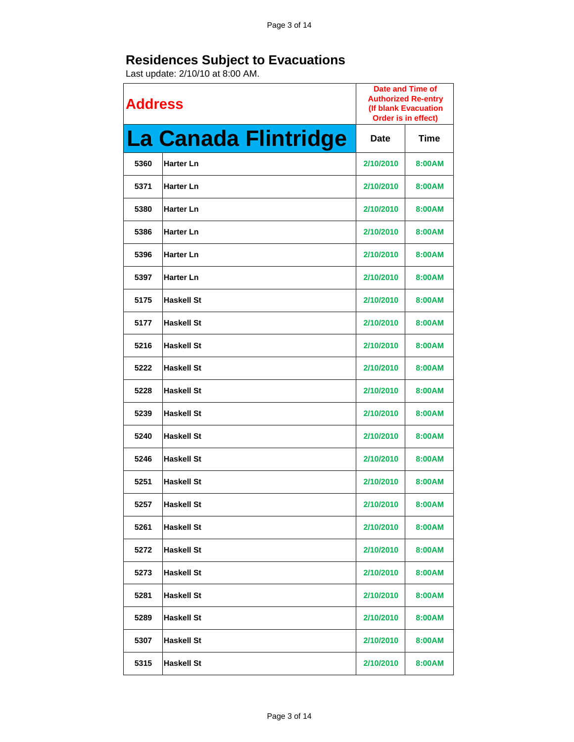# Residences Subject to Evacuations

Last update: 2/10/10 at 8:00 AM.

| Address | | Date and Time of Authorized Re-entry (If blank Evacuation Order is in effect) | |
|---|---|---|---|
| **La Canada Flintridge** | | **Date** | **Time** |
| 5360 | Harter Ln | 2/10/2010 | 8:00AM |
| 5371 | Harter Ln | 2/10/2010 | 8:00AM |
| 5380 | Harter Ln | 2/10/2010 | 8:00AM |
| 5386 | Harter Ln | 2/10/2010 | 8:00AM |
| 5396 | Harter Ln | 2/10/2010 | 8:00AM |
| 5397 | Harter Ln | 2/10/2010 | 8:00AM |
| 5175 | Haskell St | 2/10/2010 | 8:00AM |
| 5177 | Haskell St | 2/10/2010 | 8:00AM |
| 5216 | Haskell St | 2/10/2010 | 8:00AM |
| 5222 | Haskell St | 2/10/2010 | 8:00AM |
| 5228 | Haskell St | 2/10/2010 | 8:00AM |
| 5239 | Haskell St | 2/10/2010 | 8:00AM |
| 5240 | Haskell St | 2/10/2010 | 8:00AM |
| 5246 | Haskell St | 2/10/2010 | 8:00AM |
| 5251 | Haskell St | 2/10/2010 | 8:00AM |
| 5257 | Haskell St | 2/10/2010 | 8:00AM |
| 5261 | Haskell St | 2/10/2010 | 8:00AM |
| 5272 | Haskell St | 2/10/2010 | 8:00AM |
| 5273 | Haskell St | 2/10/2010 | 8:00AM |
| 5281 | Haskell St | 2/10/2010 | 8:00AM |
| 5289 | Haskell St | 2/10/2010 | 8:00AM |
| 5307 | Haskell St | 2/10/2010 | 8:00AM |
| 5315 | Haskell St | 2/10/2010 | 8:00AM |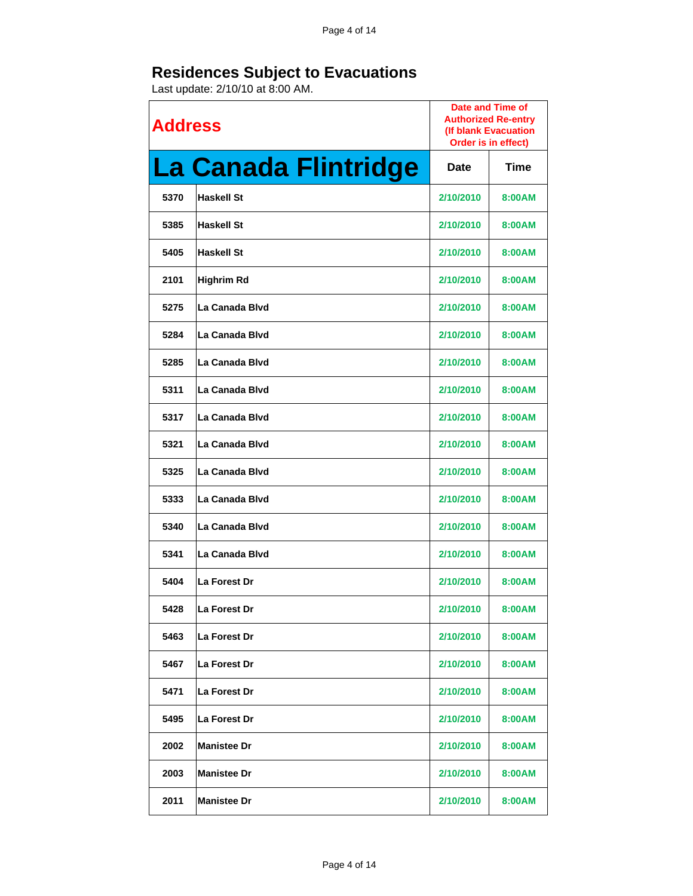## Residences Subject to Evacuations

Last update: 2/10/10 at 8:00 AM.

| Address | | Date and Time of Authorized Re-entry (If blank Evacuation Order is in effect) | |
|---|---|---|---|
| **La Canada Flintridge** | | **Date** | **Time** |
| 5370 | Haskell St | 2/10/2010 | 8:00AM |
| 5385 | Haskell St | 2/10/2010 | 8:00AM |
| 5405 | Haskell St | 2/10/2010 | 8:00AM |
| 2101 | Highrim Rd | 2/10/2010 | 8:00AM |
| 5275 | La Canada Blvd | 2/10/2010 | 8:00AM |
| 5284 | La Canada Blvd | 2/10/2010 | 8:00AM |
| 5285 | La Canada Blvd | 2/10/2010 | 8:00AM |
| 5311 | La Canada Blvd | 2/10/2010 | 8:00AM |
| 5317 | La Canada Blvd | 2/10/2010 | 8:00AM |
| 5321 | La Canada Blvd | 2/10/2010 | 8:00AM |
| 5325 | La Canada Blvd | 2/10/2010 | 8:00AM |
| 5333 | La Canada Blvd | 2/10/2010 | 8:00AM |
| 5340 | La Canada Blvd | 2/10/2010 | 8:00AM |
| 5341 | La Canada Blvd | 2/10/2010 | 8:00AM |
| 5404 | La Forest Dr | 2/10/2010 | 8:00AM |
| 5428 | La Forest Dr | 2/10/2010 | 8:00AM |
| 5463 | La Forest Dr | 2/10/2010 | 8:00AM |
| 5467 | La Forest Dr | 2/10/2010 | 8:00AM |
| 5471 | La Forest Dr | 2/10/2010 | 8:00AM |
| 5495 | La Forest Dr | 2/10/2010 | 8:00AM |
| 2002 | Manistee Dr | 2/10/2010 | 8:00AM |
| 2003 | Manistee Dr | 2/10/2010 | 8:00AM |
| 2011 | Manistee Dr | 2/10/2010 | 8:00AM |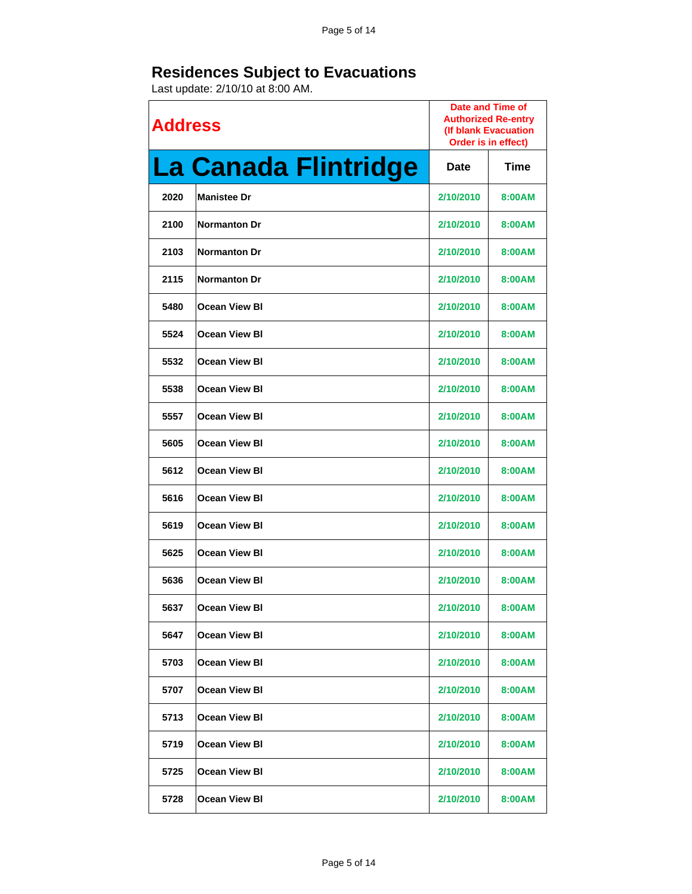## Residences Subject to Evacuations

Last update: 2/10/10 at 8:00 AM.

| Address | | Date and Time of Authorized Re-entry (If blank Evacuation Order is in effect) | |
|---|---|---|---|
| **La Canada Flintridge** | | Date | Time |
| 2020 | Manistee Dr | 2/10/2010 | 8:00AM |
| 2100 | Normanton Dr | 2/10/2010 | 8:00AM |
| 2103 | Normanton Dr | 2/10/2010 | 8:00AM |
| 2115 | Normanton Dr | 2/10/2010 | 8:00AM |
| 5480 | Ocean View Bl | 2/10/2010 | 8:00AM |
| 5524 | Ocean View Bl | 2/10/2010 | 8:00AM |
| 5532 | Ocean View Bl | 2/10/2010 | 8:00AM |
| 5538 | Ocean View Bl | 2/10/2010 | 8:00AM |
| 5557 | Ocean View Bl | 2/10/2010 | 8:00AM |
| 5605 | Ocean View Bl | 2/10/2010 | 8:00AM |
| 5612 | Ocean View Bl | 2/10/2010 | 8:00AM |
| 5616 | Ocean View Bl | 2/10/2010 | 8:00AM |
| 5619 | Ocean View Bl | 2/10/2010 | 8:00AM |
| 5625 | Ocean View Bl | 2/10/2010 | 8:00AM |
| 5636 | Ocean View Bl | 2/10/2010 | 8:00AM |
| 5637 | Ocean View Bl | 2/10/2010 | 8:00AM |
| 5647 | Ocean View Bl | 2/10/2010 | 8:00AM |
| 5703 | Ocean View Bl | 2/10/2010 | 8:00AM |
| 5707 | Ocean View Bl | 2/10/2010 | 8:00AM |
| 5713 | Ocean View Bl | 2/10/2010 | 8:00AM |
| 5719 | Ocean View Bl | 2/10/2010 | 8:00AM |
| 5725 | Ocean View Bl | 2/10/2010 | 8:00AM |
| 5728 | Ocean View Bl | 2/10/2010 | 8:00AM |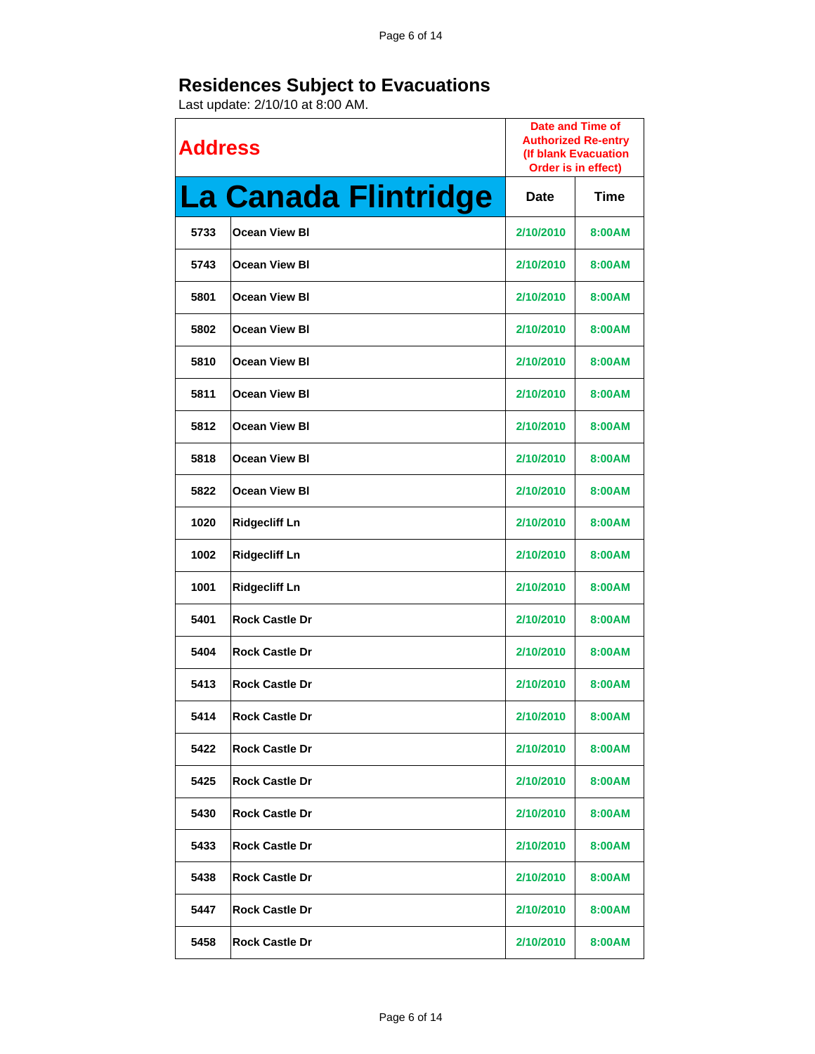# Residences Subject to Evacuations

Last update: 2/10/10 at 8:00 AM.

| Address | | Date and Time of Authorized Re-entry (If blank Evacuation Order is in effect) | |
|---|---|---|---|
| **La Canada Flintridge** | | Date | Time |
| 5733 | Ocean View Bl | 2/10/2010 | 8:00AM |
| 5743 | Ocean View Bl | 2/10/2010 | 8:00AM |
| 5801 | Ocean View Bl | 2/10/2010 | 8:00AM |
| 5802 | Ocean View Bl | 2/10/2010 | 8:00AM |
| 5810 | Ocean View Bl | 2/10/2010 | 8:00AM |
| 5811 | Ocean View Bl | 2/10/2010 | 8:00AM |
| 5812 | Ocean View Bl | 2/10/2010 | 8:00AM |
| 5818 | Ocean View Bl | 2/10/2010 | 8:00AM |
| 5822 | Ocean View Bl | 2/10/2010 | 8:00AM |
| 1020 | Ridgecliff Ln | 2/10/2010 | 8:00AM |
| 1002 | Ridgecliff Ln | 2/10/2010 | 8:00AM |
| 1001 | Ridgecliff Ln | 2/10/2010 | 8:00AM |
| 5401 | Rock Castle Dr | 2/10/2010 | 8:00AM |
| 5404 | Rock Castle Dr | 2/10/2010 | 8:00AM |
| 5413 | Rock Castle Dr | 2/10/2010 | 8:00AM |
| 5414 | Rock Castle Dr | 2/10/2010 | 8:00AM |
| 5422 | Rock Castle Dr | 2/10/2010 | 8:00AM |
| 5425 | Rock Castle Dr | 2/10/2010 | 8:00AM |
| 5430 | Rock Castle Dr | 2/10/2010 | 8:00AM |
| 5433 | Rock Castle Dr | 2/10/2010 | 8:00AM |
| 5438 | Rock Castle Dr | 2/10/2010 | 8:00AM |
| 5447 | Rock Castle Dr | 2/10/2010 | 8:00AM |
| 5458 | Rock Castle Dr | 2/10/2010 | 8:00AM |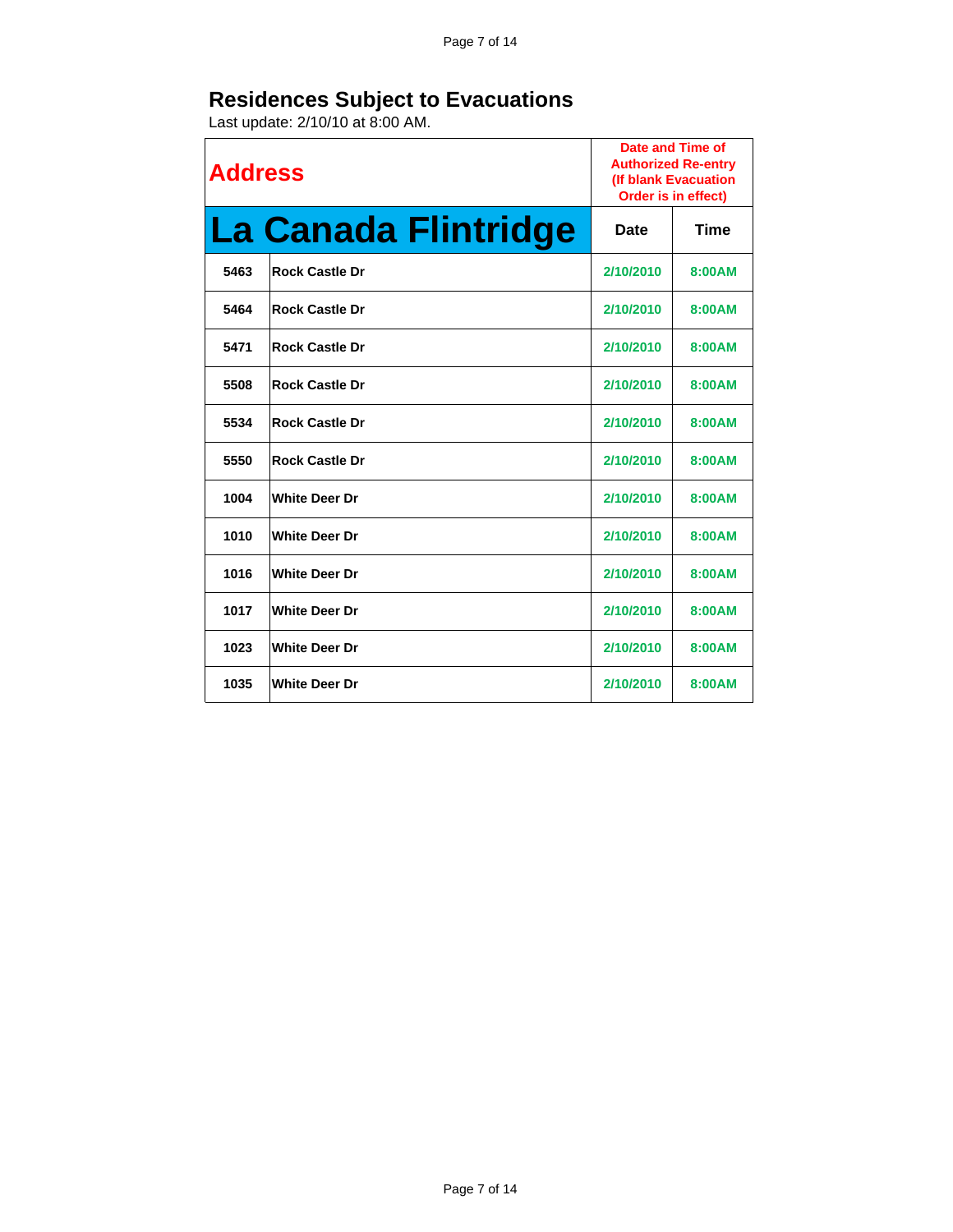## Residences Subject to Evacuations

Last update: 2/10/10 at 8:00 AM.

| Address | | Date and Time of Authorized Re-entry (If blank Evacuation Order is in effect) | |
|---|---|---|---|
| **La Canada Flintridge** | | Date | Time |
| 5463 | Rock Castle Dr | 2/10/2010 | 8:00AM |
| 5464 | Rock Castle Dr | 2/10/2010 | 8:00AM |
| 5471 | Rock Castle Dr | 2/10/2010 | 8:00AM |
| 5508 | Rock Castle Dr | 2/10/2010 | 8:00AM |
| 5534 | Rock Castle Dr | 2/10/2010 | 8:00AM |
| 5550 | Rock Castle Dr | 2/10/2010 | 8:00AM |
| 1004 | White Deer Dr | 2/10/2010 | 8:00AM |
| 1010 | White Deer Dr | 2/10/2010 | 8:00AM |
| 1016 | White Deer Dr | 2/10/2010 | 8:00AM |
| 1017 | White Deer Dr | 2/10/2010 | 8:00AM |
| 1023 | White Deer Dr | 2/10/2010 | 8:00AM |
| 1035 | White Deer Dr | 2/10/2010 | 8:00AM |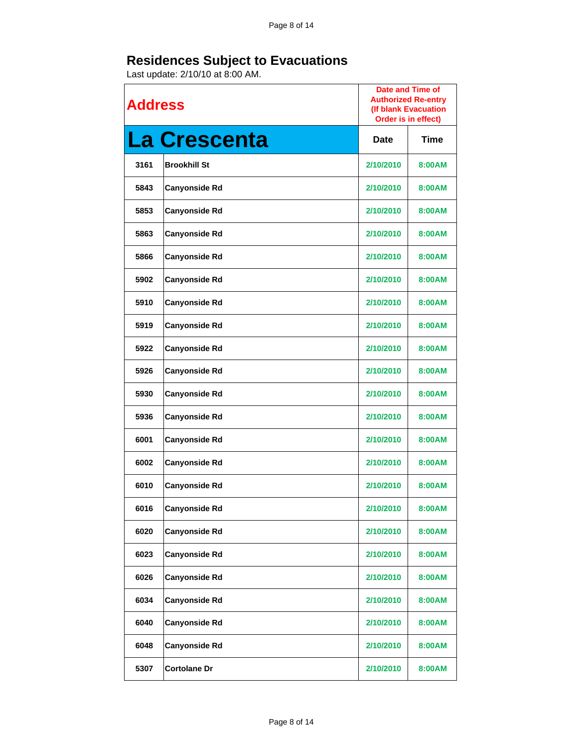# Residences Subject to Evacuations

Last update: 2/10/10 at 8:00 AM.

| Address | | Date and Time of Authorized Re-entry (If blank Evacuation Order is in effect) | |
|---|---|---|---|
| **La Crescenta** | | **Date** | **Time** |
| 3161 | Brookhill St | 2/10/2010 | 8:00AM |
| 5843 | Canyonside Rd | 2/10/2010 | 8:00AM |
| 5853 | Canyonside Rd | 2/10/2010 | 8:00AM |
| 5863 | Canyonside Rd | 2/10/2010 | 8:00AM |
| 5866 | Canyonside Rd | 2/10/2010 | 8:00AM |
| 5902 | Canyonside Rd | 2/10/2010 | 8:00AM |
| 5910 | Canyonside Rd | 2/10/2010 | 8:00AM |
| 5919 | Canyonside Rd | 2/10/2010 | 8:00AM |
| 5922 | Canyonside Rd | 2/10/2010 | 8:00AM |
| 5926 | Canyonside Rd | 2/10/2010 | 8:00AM |
| 5930 | Canyonside Rd | 2/10/2010 | 8:00AM |
| 5936 | Canyonside Rd | 2/10/2010 | 8:00AM |
| 6001 | Canyonside Rd | 2/10/2010 | 8:00AM |
| 6002 | Canyonside Rd | 2/10/2010 | 8:00AM |
| 6010 | Canyonside Rd | 2/10/2010 | 8:00AM |
| 6016 | Canyonside Rd | 2/10/2010 | 8:00AM |
| 6020 | Canyonside Rd | 2/10/2010 | 8:00AM |
| 6023 | Canyonside Rd | 2/10/2010 | 8:00AM |
| 6026 | Canyonside Rd | 2/10/2010 | 8:00AM |
| 6034 | Canyonside Rd | 2/10/2010 | 8:00AM |
| 6040 | Canyonside Rd | 2/10/2010 | 8:00AM |
| 6048 | Canyonside Rd | 2/10/2010 | 8:00AM |
| 5307 | Cortolane Dr | 2/10/2010 | 8:00AM |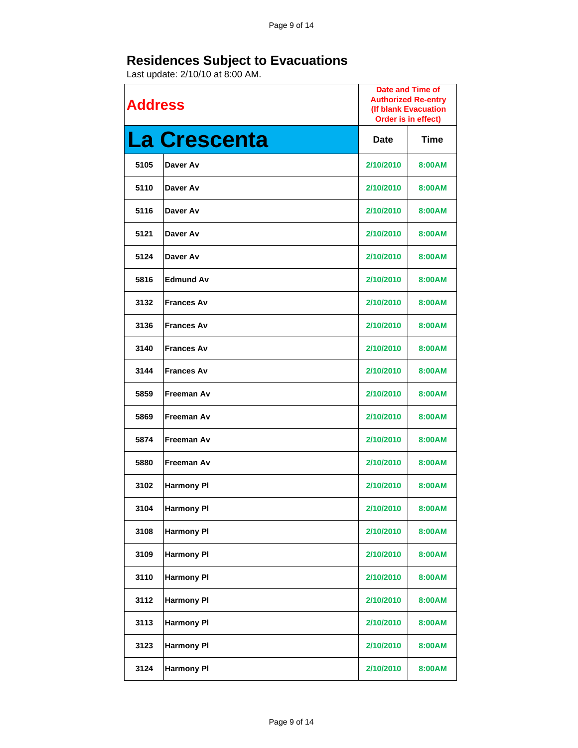# Residences Subject to Evacuations

Last update: 2/10/10 at 8:00 AM.

| Address | | Date and Time of Authorized Re-entry (If blank Evacuation Order is in effect) | |
|---|---|---|---|
| **La Crescenta** | | Date | Time |
| 5105 | Daver Av | 2/10/2010 | 8:00AM |
| 5110 | Daver Av | 2/10/2010 | 8:00AM |
| 5116 | Daver Av | 2/10/2010 | 8:00AM |
| 5121 | Daver Av | 2/10/2010 | 8:00AM |
| 5124 | Daver Av | 2/10/2010 | 8:00AM |
| 5816 | Edmund Av | 2/10/2010 | 8:00AM |
| 3132 | Frances Av | 2/10/2010 | 8:00AM |
| 3136 | Frances Av | 2/10/2010 | 8:00AM |
| 3140 | Frances Av | 2/10/2010 | 8:00AM |
| 3144 | Frances Av | 2/10/2010 | 8:00AM |
| 5859 | Freeman Av | 2/10/2010 | 8:00AM |
| 5869 | Freeman Av | 2/10/2010 | 8:00AM |
| 5874 | Freeman Av | 2/10/2010 | 8:00AM |
| 5880 | Freeman Av | 2/10/2010 | 8:00AM |
| 3102 | Harmony Pl | 2/10/2010 | 8:00AM |
| 3104 | Harmony Pl | 2/10/2010 | 8:00AM |
| 3108 | Harmony Pl | 2/10/2010 | 8:00AM |
| 3109 | Harmony Pl | 2/10/2010 | 8:00AM |
| 3110 | Harmony Pl | 2/10/2010 | 8:00AM |
| 3112 | Harmony Pl | 2/10/2010 | 8:00AM |
| 3113 | Harmony Pl | 2/10/2010 | 8:00AM |
| 3123 | Harmony Pl | 2/10/2010 | 8:00AM |
| 3124 | Harmony Pl | 2/10/2010 | 8:00AM |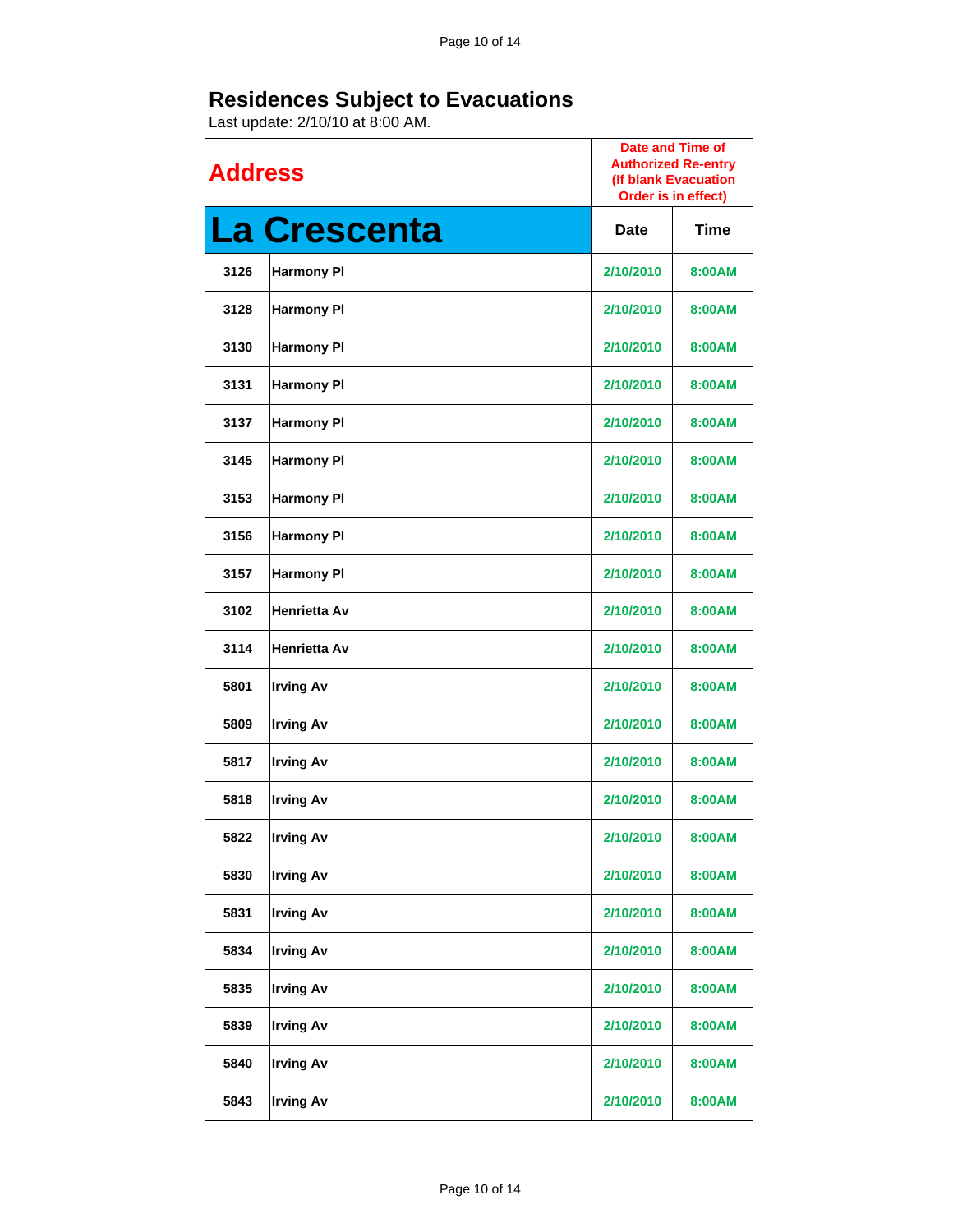## Residences Subject to Evacuations

Last update: 2/10/10 at 8:00 AM.

| Address | | Date and Time of Authorized Re-entry (If blank Evacuation Order is in effect) | |
|---|---|---|---|
| **La Crescenta** | | Date | Time |
| 3126 | Harmony Pl | 2/10/2010 | 8:00AM |
| 3128 | Harmony Pl | 2/10/2010 | 8:00AM |
| 3130 | Harmony Pl | 2/10/2010 | 8:00AM |
| 3131 | Harmony Pl | 2/10/2010 | 8:00AM |
| 3137 | Harmony Pl | 2/10/2010 | 8:00AM |
| 3145 | Harmony Pl | 2/10/2010 | 8:00AM |
| 3153 | Harmony Pl | 2/10/2010 | 8:00AM |
| 3156 | Harmony Pl | 2/10/2010 | 8:00AM |
| 3157 | Harmony Pl | 2/10/2010 | 8:00AM |
| 3102 | Henrietta Av | 2/10/2010 | 8:00AM |
| 3114 | Henrietta Av | 2/10/2010 | 8:00AM |
| 5801 | Irving Av | 2/10/2010 | 8:00AM |
| 5809 | Irving Av | 2/10/2010 | 8:00AM |
| 5817 | Irving Av | 2/10/2010 | 8:00AM |
| 5818 | Irving Av | 2/10/2010 | 8:00AM |
| 5822 | Irving Av | 2/10/2010 | 8:00AM |
| 5830 | Irving Av | 2/10/2010 | 8:00AM |
| 5831 | Irving Av | 2/10/2010 | 8:00AM |
| 5834 | Irving Av | 2/10/2010 | 8:00AM |
| 5835 | Irving Av | 2/10/2010 | 8:00AM |
| 5839 | Irving Av | 2/10/2010 | 8:00AM |
| 5840 | Irving Av | 2/10/2010 | 8:00AM |
| 5843 | Irving Av | 2/10/2010 | 8:00AM |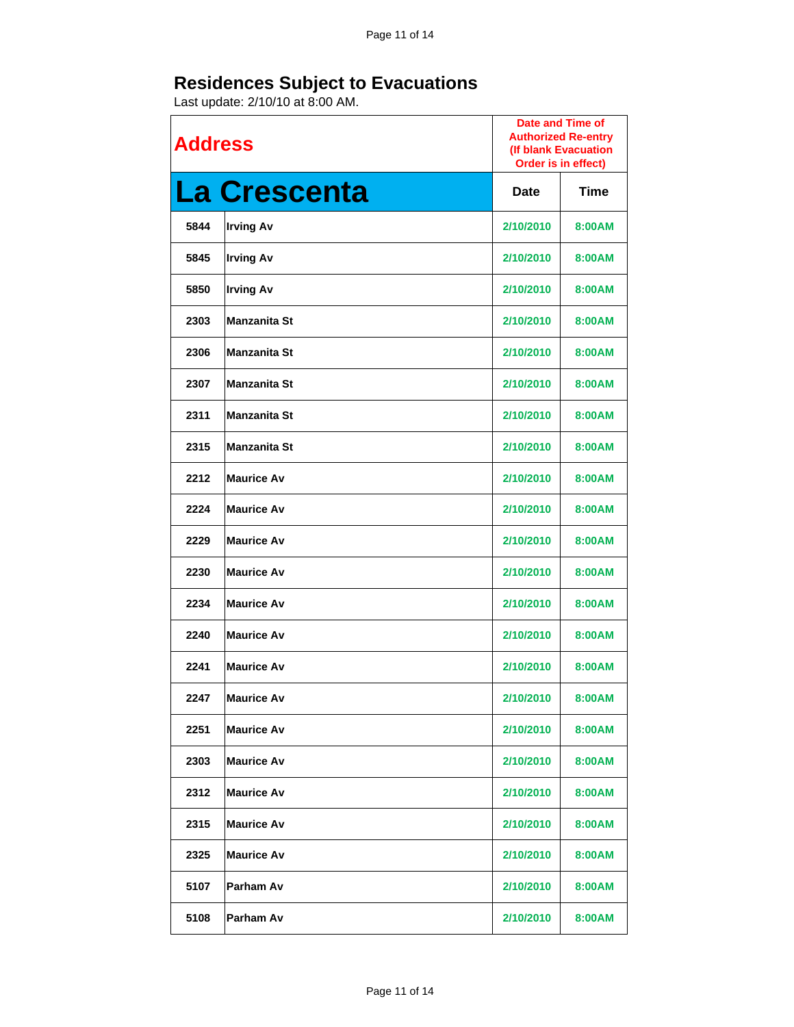## Residences Subject to Evacuations

Last update: 2/10/10 at 8:00 AM.

| Address | | Date and Time of Authorized Re-entry (If blank Evacuation Order is in effect) | |
|---|---|---|---|
| **La Crescenta** | | Date | Time |
| 5844 | Irving Av | 2/10/2010 | 8:00AM |
| 5845 | Irving Av | 2/10/2010 | 8:00AM |
| 5850 | Irving Av | 2/10/2010 | 8:00AM |
| 2303 | Manzanita St | 2/10/2010 | 8:00AM |
| 2306 | Manzanita St | 2/10/2010 | 8:00AM |
| 2307 | Manzanita St | 2/10/2010 | 8:00AM |
| 2311 | Manzanita St | 2/10/2010 | 8:00AM |
| 2315 | Manzanita St | 2/10/2010 | 8:00AM |
| 2212 | Maurice Av | 2/10/2010 | 8:00AM |
| 2224 | Maurice Av | 2/10/2010 | 8:00AM |
| 2229 | Maurice Av | 2/10/2010 | 8:00AM |
| 2230 | Maurice Av | 2/10/2010 | 8:00AM |
| 2234 | Maurice Av | 2/10/2010 | 8:00AM |
| 2240 | Maurice Av | 2/10/2010 | 8:00AM |
| 2241 | Maurice Av | 2/10/2010 | 8:00AM |
| 2247 | Maurice Av | 2/10/2010 | 8:00AM |
| 2251 | Maurice Av | 2/10/2010 | 8:00AM |
| 2303 | Maurice Av | 2/10/2010 | 8:00AM |
| 2312 | Maurice Av | 2/10/2010 | 8:00AM |
| 2315 | Maurice Av | 2/10/2010 | 8:00AM |
| 2325 | Maurice Av | 2/10/2010 | 8:00AM |
| 5107 | Parham Av | 2/10/2010 | 8:00AM |
| 5108 | Parham Av | 2/10/2010 | 8:00AM |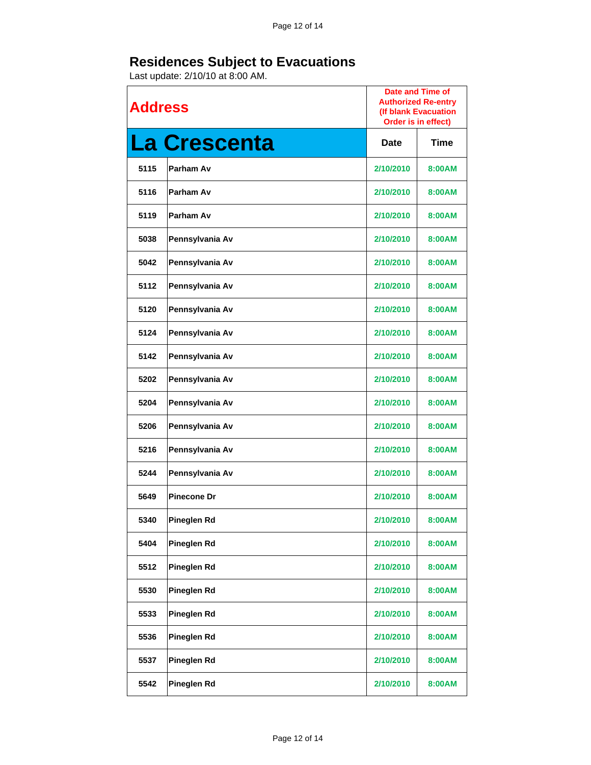# Residences Subject to Evacuations

Last update: 2/10/10 at 8:00 AM.

| Address | | Date and Time of Authorized Re-entry (If blank Evacuation Order is in effect) | |
|---|---|---|---|
| **La Crescenta** | | Date | Time |
| 5115 | Parham Av | 2/10/2010 | 8:00AM |
| 5116 | Parham Av | 2/10/2010 | 8:00AM |
| 5119 | Parham Av | 2/10/2010 | 8:00AM |
| 5038 | Pennsylvania Av | 2/10/2010 | 8:00AM |
| 5042 | Pennsylvania Av | 2/10/2010 | 8:00AM |
| 5112 | Pennsylvania Av | 2/10/2010 | 8:00AM |
| 5120 | Pennsylvania Av | 2/10/2010 | 8:00AM |
| 5124 | Pennsylvania Av | 2/10/2010 | 8:00AM |
| 5142 | Pennsylvania Av | 2/10/2010 | 8:00AM |
| 5202 | Pennsylvania Av | 2/10/2010 | 8:00AM |
| 5204 | Pennsylvania Av | 2/10/2010 | 8:00AM |
| 5206 | Pennsylvania Av | 2/10/2010 | 8:00AM |
| 5216 | Pennsylvania Av | 2/10/2010 | 8:00AM |
| 5244 | Pennsylvania Av | 2/10/2010 | 8:00AM |
| 5649 | Pinecone Dr | 2/10/2010 | 8:00AM |
| 5340 | Pineglen Rd | 2/10/2010 | 8:00AM |
| 5404 | Pineglen Rd | 2/10/2010 | 8:00AM |
| 5512 | Pineglen Rd | 2/10/2010 | 8:00AM |
| 5530 | Pineglen Rd | 2/10/2010 | 8:00AM |
| 5533 | Pineglen Rd | 2/10/2010 | 8:00AM |
| 5536 | Pineglen Rd | 2/10/2010 | 8:00AM |
| 5537 | Pineglen Rd | 2/10/2010 | 8:00AM |
| 5542 | Pineglen Rd | 2/10/2010 | 8:00AM |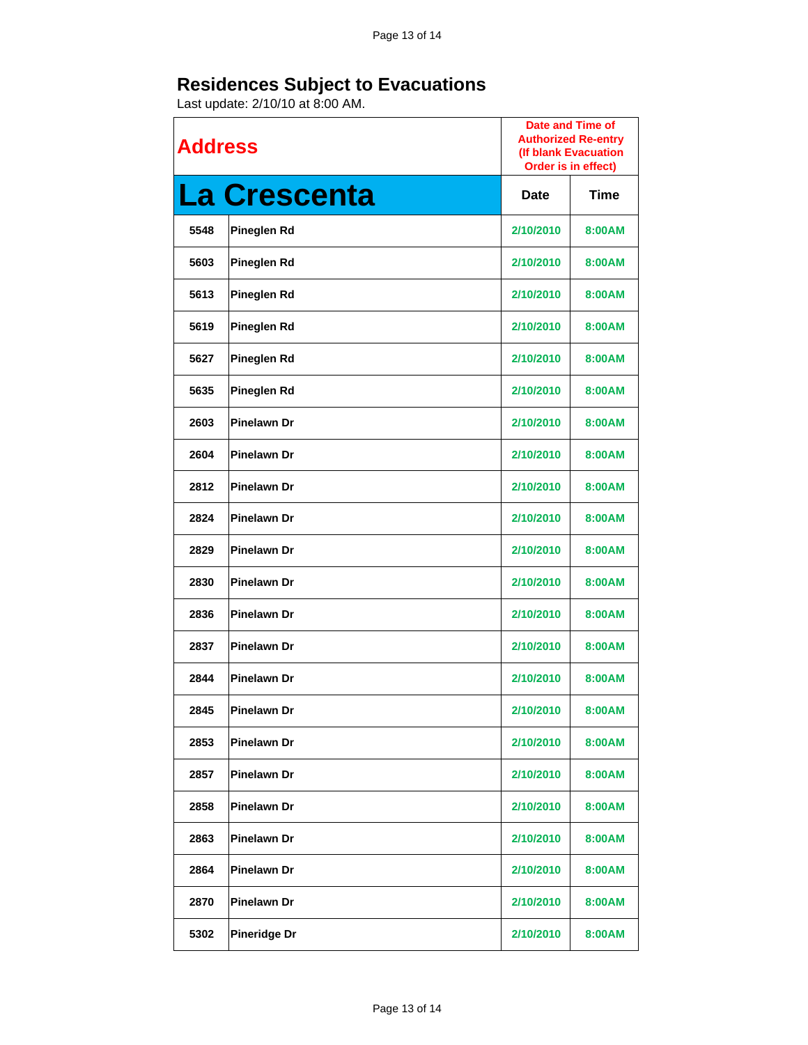## Residences Subject to Evacuations

Last update: 2/10/10 at 8:00 AM.

| Address | | Date and Time of Authorized Re-entry (If blank Evacuation Order is in effect) | |
|---|---|---|---|
| **La Crescenta** | | Date | Time |
| 5548 | Pineglen Rd | 2/10/2010 | 8:00AM |
| 5603 | Pineglen Rd | 2/10/2010 | 8:00AM |
| 5613 | Pineglen Rd | 2/10/2010 | 8:00AM |
| 5619 | Pineglen Rd | 2/10/2010 | 8:00AM |
| 5627 | Pineglen Rd | 2/10/2010 | 8:00AM |
| 5635 | Pineglen Rd | 2/10/2010 | 8:00AM |
| 2603 | Pinelawn Dr | 2/10/2010 | 8:00AM |
| 2604 | Pinelawn Dr | 2/10/2010 | 8:00AM |
| 2812 | Pinelawn Dr | 2/10/2010 | 8:00AM |
| 2824 | Pinelawn Dr | 2/10/2010 | 8:00AM |
| 2829 | Pinelawn Dr | 2/10/2010 | 8:00AM |
| 2830 | Pinelawn Dr | 2/10/2010 | 8:00AM |
| 2836 | Pinelawn Dr | 2/10/2010 | 8:00AM |
| 2837 | Pinelawn Dr | 2/10/2010 | 8:00AM |
| 2844 | Pinelawn Dr | 2/10/2010 | 8:00AM |
| 2845 | Pinelawn Dr | 2/10/2010 | 8:00AM |
| 2853 | Pinelawn Dr | 2/10/2010 | 8:00AM |
| 2857 | Pinelawn Dr | 2/10/2010 | 8:00AM |
| 2858 | Pinelawn Dr | 2/10/2010 | 8:00AM |
| 2863 | Pinelawn Dr | 2/10/2010 | 8:00AM |
| 2864 | Pinelawn Dr | 2/10/2010 | 8:00AM |
| 2870 | Pinelawn Dr | 2/10/2010 | 8:00AM |
| 5302 | Pineridge Dr | 2/10/2010 | 8:00AM |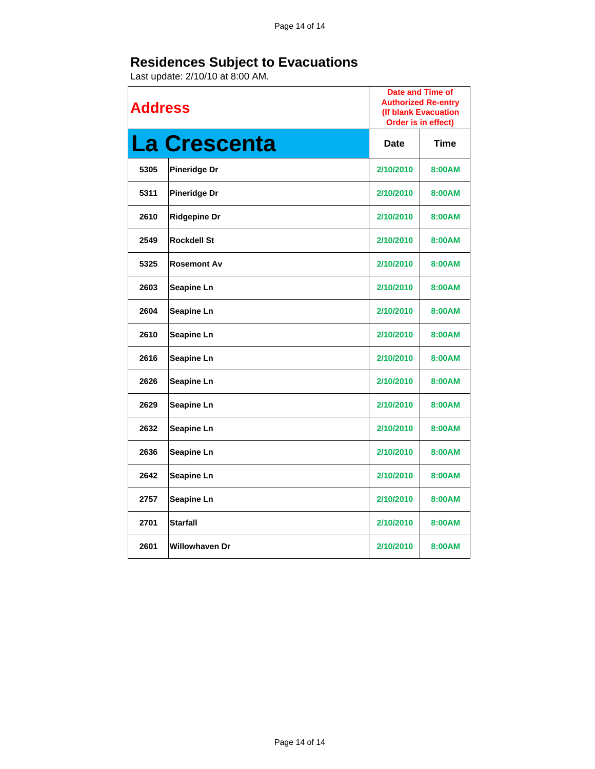## Residences Subject to Evacuations

Last update: 2/10/10 at 8:00 AM.

| Address | | Date and Time of Authorized Re-entry (If blank Evacuation Order is in effect) | |
|---|---|---|---|
| **La Crescenta** | | Date | Time |
| 5305 | Pineridge Dr | 2/10/2010 | 8:00AM |
| 5311 | Pineridge Dr | 2/10/2010 | 8:00AM |
| 2610 | Ridgepine Dr | 2/10/2010 | 8:00AM |
| 2549 | Rockdell St | 2/10/2010 | 8:00AM |
| 5325 | Rosemont Av | 2/10/2010 | 8:00AM |
| 2603 | Seapine Ln | 2/10/2010 | 8:00AM |
| 2604 | Seapine Ln | 2/10/2010 | 8:00AM |
| 2610 | Seapine Ln | 2/10/2010 | 8:00AM |
| 2616 | Seapine Ln | 2/10/2010 | 8:00AM |
| 2626 | Seapine Ln | 2/10/2010 | 8:00AM |
| 2629 | Seapine Ln | 2/10/2010 | 8:00AM |
| 2632 | Seapine Ln | 2/10/2010 | 8:00AM |
| 2636 | Seapine Ln | 2/10/2010 | 8:00AM |
| 2642 | Seapine Ln | 2/10/2010 | 8:00AM |
| 2757 | Seapine Ln | 2/10/2010 | 8:00AM |
| 2701 | Starfall | 2/10/2010 | 8:00AM |
| 2601 | Willowhaven Dr | 2/10/2010 | 8:00AM |